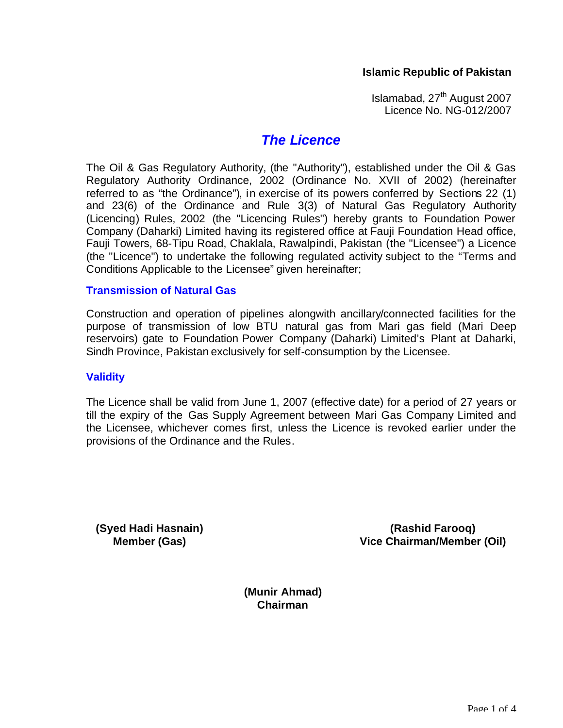**Islamic Republic of Pakistan**

Islamabad, 27th August 2007
Licence No. NG-012/2007

# *The Licence*

The Oil & Gas Regulatory Authority, (the "Authority"), established under the Oil & Gas Regulatory Authority Ordinance, 2002 (Ordinance No. XVII of 2002) (hereinafter referred to as "the Ordinance"), in exercise of its powers conferred by Sections 22 (1) and 23(6) of the Ordinance and Rule 3(3) of Natural Gas Regulatory Authority (Licencing) Rules, 2002 (the "Licencing Rules") hereby grants to Foundation Power Company (Daharki) Limited having its registered office at Fauji Foundation Head office, Fauji Towers, 68-Tipu Road, Chaklala, Rawalpindi, Pakistan (the "Licensee") a Licence (the "Licence") to undertake the following regulated activity subject to the "Terms and Conditions Applicable to the Licensee" given hereinafter;

## Transmission of Natural Gas

Construction and operation of pipelines alongwith ancillary/connected facilities for the purpose of transmission of low BTU natural gas from Mari gas field (Mari Deep reservoirs) gate to Foundation Power Company (Daharki) Limited's Plant at Daharki, Sindh Province, Pakistan exclusively for self-consumption by the Licensee.

## Validity

The Licence shall be valid from June 1, 2007 (effective date) for a period of 27 years or till the expiry of the Gas Supply Agreement between Mari Gas Company Limited and the Licensee, whichever comes first, unless the Licence is revoked earlier under the provisions of the Ordinance and the Rules.

**(Syed Hadi Hasnain)**
**Member (Gas)**

**(Rashid Farooq)**
**Vice Chairman/Member (Oil)**

**(Munir Ahmad)**
**Chairman**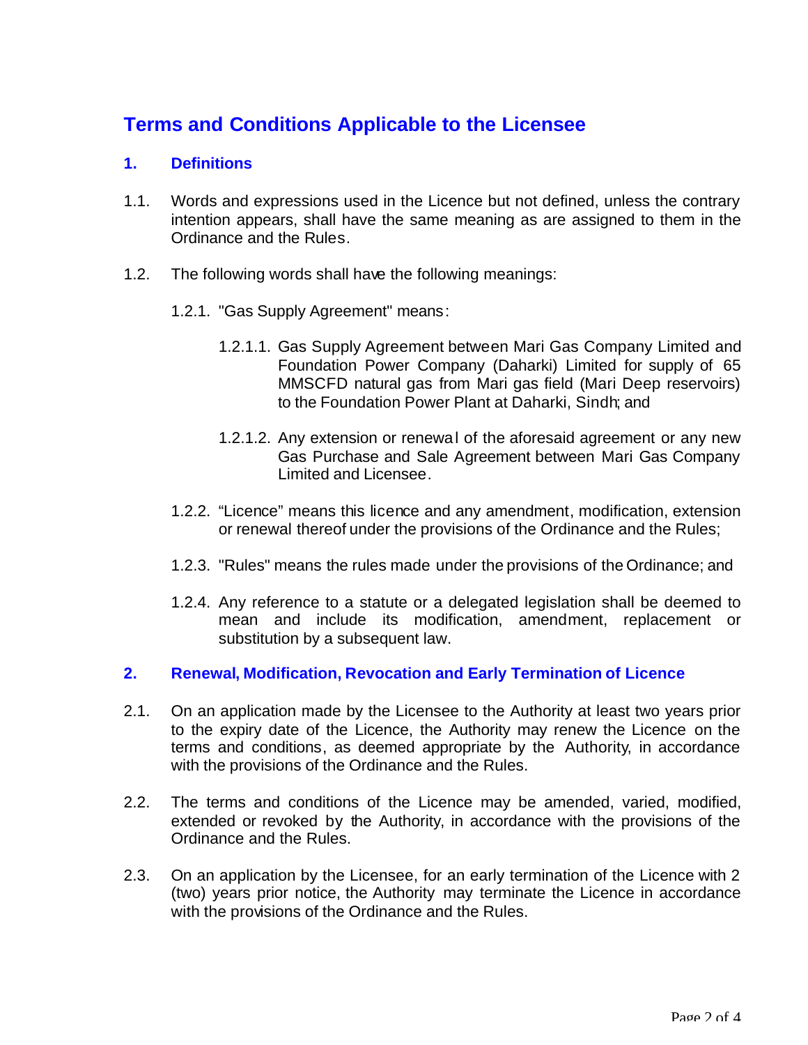# Terms and Conditions Applicable to the Licensee

## 1. Definitions

1.1. Words and expressions used in the Licence but not defined, unless the contrary intention appears, shall have the same meaning as are assigned to them in the Ordinance and the Rules.

1.2. The following words shall have the following meanings:

1.2.1. "Gas Supply Agreement" means:

1.2.1.1. Gas Supply Agreement between Mari Gas Company Limited and Foundation Power Company (Daharki) Limited for supply of 65 MMSCFD natural gas from Mari gas field (Mari Deep reservoirs) to the Foundation Power Plant at Daharki, Sindh; and

1.2.1.2. Any extension or renewal of the aforesaid agreement or any new Gas Purchase and Sale Agreement between Mari Gas Company Limited and Licensee.

1.2.2. "Licence" means this licence and any amendment, modification, extension or renewal thereof under the provisions of the Ordinance and the Rules;

1.2.3. "Rules" means the rules made under the provisions of the Ordinance; and

1.2.4. Any reference to a statute or a delegated legislation shall be deemed to mean and include its modification, amendment, replacement or substitution by a subsequent law.

## 2. Renewal, Modification, Revocation and Early Termination of Licence

2.1. On an application made by the Licensee to the Authority at least two years prior to the expiry date of the Licence, the Authority may renew the Licence on the terms and conditions, as deemed appropriate by the Authority, in accordance with the provisions of the Ordinance and the Rules.

2.2. The terms and conditions of the Licence may be amended, varied, modified, extended or revoked by the Authority, in accordance with the provisions of the Ordinance and the Rules.

2.3. On an application by the Licensee, for an early termination of the Licence with 2 (two) years prior notice, the Authority may terminate the Licence in accordance with the provisions of the Ordinance and the Rules.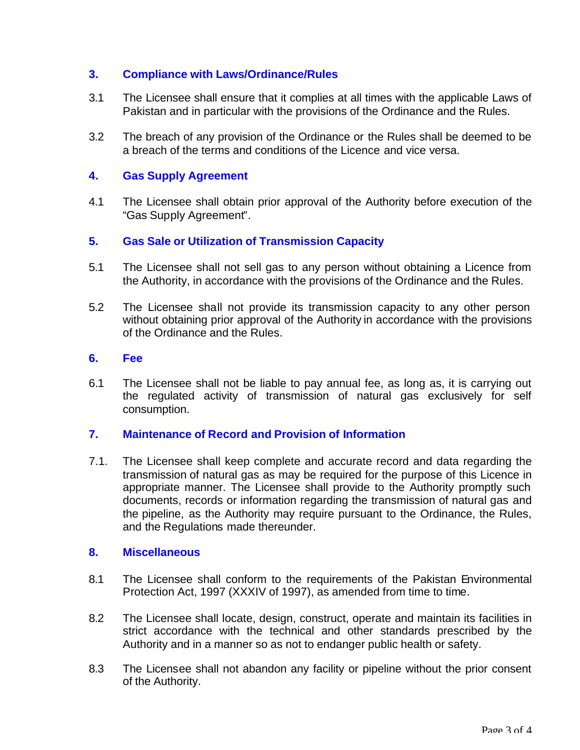## 3. Compliance with Laws/Ordinance/Rules

3.1 The Licensee shall ensure that it complies at all times with the applicable Laws of Pakistan and in particular with the provisions of the Ordinance and the Rules.

3.2 The breach of any provision of the Ordinance or the Rules shall be deemed to be a breach of the terms and conditions of the Licence and vice versa.

## 4. Gas Supply Agreement

4.1 The Licensee shall obtain prior approval of the Authority before execution of the "Gas Supply Agreement".

## 5. Gas Sale or Utilization of Transmission Capacity

5.1 The Licensee shall not sell gas to any person without obtaining a Licence from the Authority, in accordance with the provisions of the Ordinance and the Rules.

5.2 The Licensee shall not provide its transmission capacity to any other person without obtaining prior approval of the Authority in accordance with the provisions of the Ordinance and the Rules.

## 6. Fee

6.1 The Licensee shall not be liable to pay annual fee, as long as, it is carrying out the regulated activity of transmission of natural gas exclusively for self consumption.

## 7. Maintenance of Record and Provision of Information

7.1. The Licensee shall keep complete and accurate record and data regarding the transmission of natural gas as may be required for the purpose of this Licence in appropriate manner. The Licensee shall provide to the Authority promptly such documents, records or information regarding the transmission of natural gas and the pipeline, as the Authority may require pursuant to the Ordinance, the Rules, and the Regulations made thereunder.

## 8. Miscellaneous

8.1 The Licensee shall conform to the requirements of the Pakistan Environmental Protection Act, 1997 (XXXIV of 1997), as amended from time to time.

8.2 The Licensee shall locate, design, construct, operate and maintain its facilities in strict accordance with the technical and other standards prescribed by the Authority and in a manner so as not to endanger public health or safety.

8.3 The Licensee shall not abandon any facility or pipeline without the prior consent of the Authority.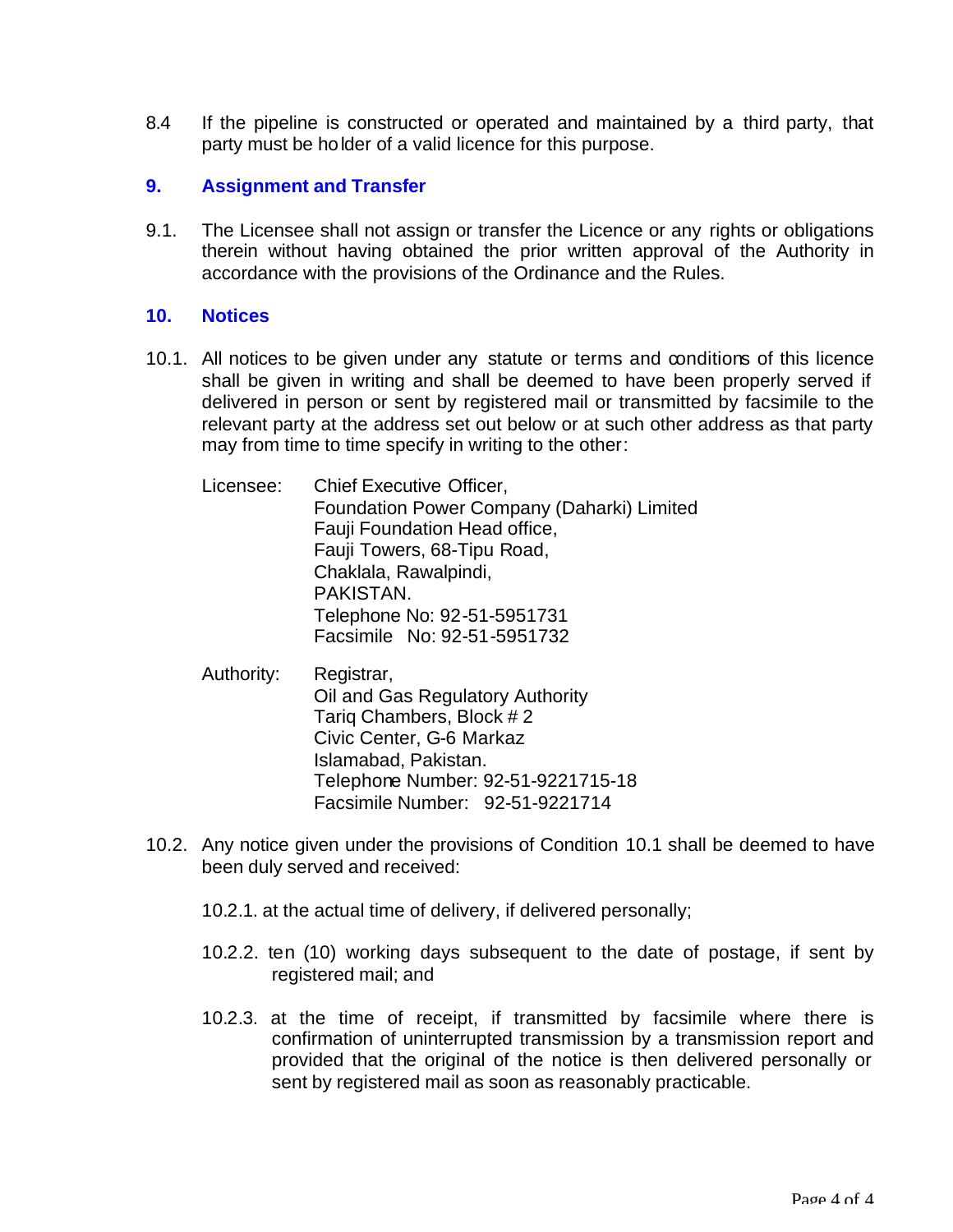8.4 If the pipeline is constructed or operated and maintained by a third party, that party must be holder of a valid licence for this purpose.

## 9. Assignment and Transfer

9.1. The Licensee shall not assign or transfer the Licence or any rights or obligations therein without having obtained the prior written approval of the Authority in accordance with the provisions of the Ordinance and the Rules.

## 10. Notices

10.1. All notices to be given under any statute or terms and conditions of this licence shall be given in writing and shall be deemed to have been properly served if delivered in person or sent by registered mail or transmitted by facsimile to the relevant party at the address set out below or at such other address as that party may from time to time specify in writing to the other:

Licensee: Chief Executive Officer,
Foundation Power Company (Daharki) Limited
Fauji Foundation Head office,
Fauji Towers, 68-Tipu Road,
Chaklala, Rawalpindi,
PAKISTAN.
Telephone No: 92-51-5951731
Facsimile No: 92-51-5951732

Authority: Registrar,
Oil and Gas Regulatory Authority
Tariq Chambers, Block # 2
Civic Center, G-6 Markaz
Islamabad, Pakistan.
Telephone Number: 92-51-9221715-18
Facsimile Number: 92-51-9221714

10.2. Any notice given under the provisions of Condition 10.1 shall be deemed to have been duly served and received:

10.2.1. at the actual time of delivery, if delivered personally;

10.2.2. ten (10) working days subsequent to the date of postage, if sent by registered mail; and

10.2.3. at the time of receipt, if transmitted by facsimile where there is confirmation of uninterrupted transmission by a transmission report and provided that the original of the notice is then delivered personally or sent by registered mail as soon as reasonably practicable.